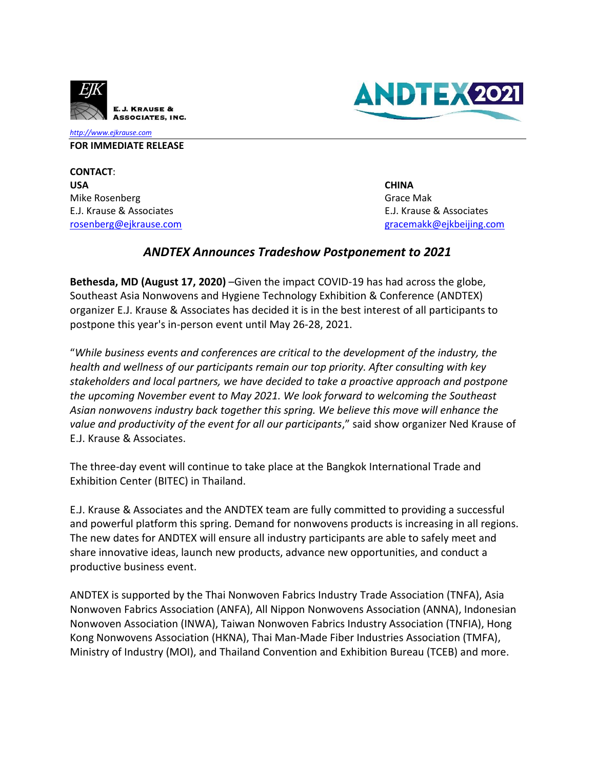E. J. KRAUSE & ASSOCIATES, INC.

http://www.ejkrause.com

**FOR IMMEDIATE RELEASE**

**CONTACT**:

**USA**
Mike Rosenberg
E.J. Krause & Associates
rosenberg@ejkrause.com

**CHINA**
Grace Mak
E.J. Krause & Associates
gracemakk@ejkbeijing.com

## *ANDTEX Announces Tradeshow Postponement to 2021*

**Bethesda, MD (August 17, 2020)** –Given the impact COVID-19 has had across the globe, Southeast Asia Nonwovens and Hygiene Technology Exhibition & Conference (ANDTEX) organizer E.J. Krause & Associates has decided it is in the best interest of all participants to postpone this year's in-person event until May 26-28, 2021.

"*While business events and conferences are critical to the development of the industry, the health and wellness of our participants remain our top priority. After consulting with key stakeholders and local partners, we have decided to take a proactive approach and postpone the upcoming November event to May 2021. We look forward to welcoming the Southeast Asian nonwovens industry back together this spring. We believe this move will enhance the value and productivity of the event for all our participants*," said show organizer Ned Krause of E.J. Krause & Associates.

The three-day event will continue to take place at the Bangkok International Trade and Exhibition Center (BITEC) in Thailand.

E.J. Krause & Associates and the ANDTEX team are fully committed to providing a successful and powerful platform this spring. Demand for nonwovens products is increasing in all regions. The new dates for ANDTEX will ensure all industry participants are able to safely meet and share innovative ideas, launch new products, advance new opportunities, and conduct a productive business event.

ANDTEX is supported by the Thai Nonwoven Fabrics Industry Trade Association (TNFA), Asia Nonwoven Fabrics Association (ANFA), All Nippon Nonwovens Association (ANNA), Indonesian Nonwoven Association (INWA), Taiwan Nonwoven Fabrics Industry Association (TNFIA), Hong Kong Nonwovens Association (HKNA), Thai Man-Made Fiber Industries Association (TMFA), Ministry of Industry (MOI), and Thailand Convention and Exhibition Bureau (TCEB) and more.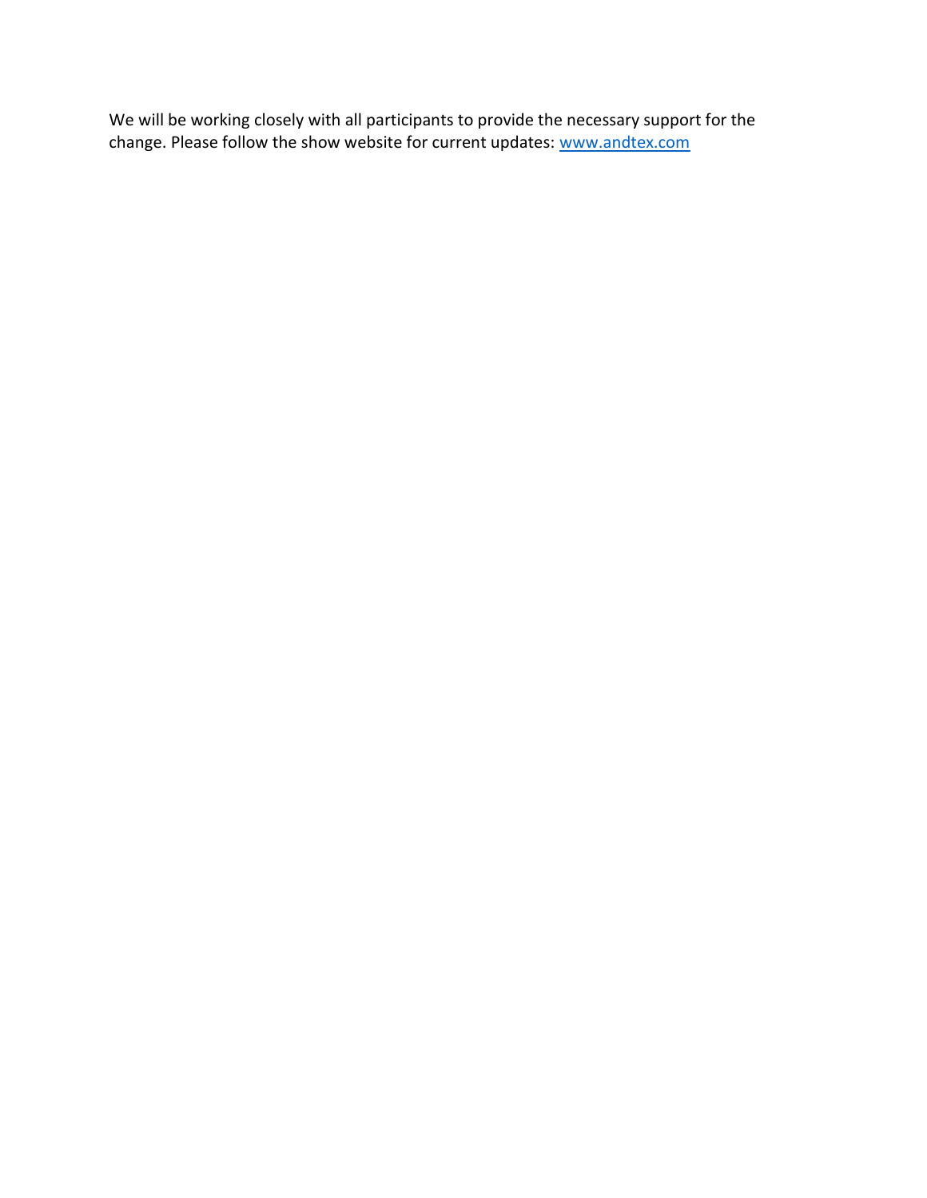We will be working closely with all participants to provide the necessary support for the change. Please follow the show website for current updates: [www.andtex.com](http://www.andtex.com)